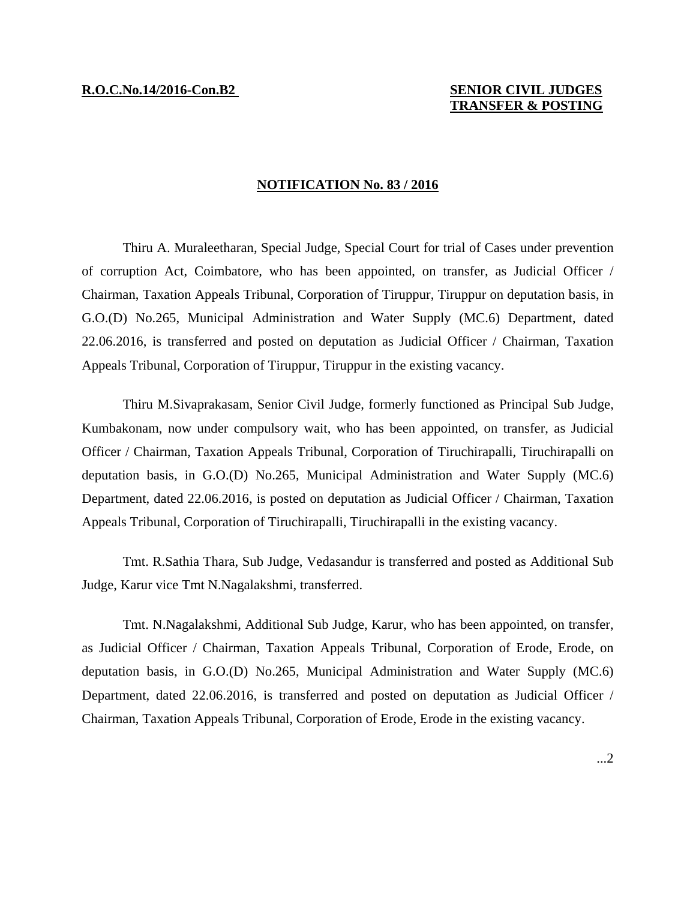**R.O.C.No.14/2016-Con.B2**

**SENIOR CIVIL JUDGES TRANSFER & POSTING**

## NOTIFICATION No. 83 / 2016

Thiru A. Muraleetharan, Special Judge, Special Court for trial of Cases under prevention of corruption Act, Coimbatore, who has been appointed, on transfer, as Judicial Officer / Chairman, Taxation Appeals Tribunal, Corporation of Tiruppur, Tiruppur on deputation basis, in G.O.(D) No.265, Municipal Administration and Water Supply (MC.6) Department, dated 22.06.2016, is transferred and posted on deputation as Judicial Officer / Chairman, Taxation Appeals Tribunal, Corporation of Tiruppur, Tiruppur in the existing vacancy.

Thiru M.Sivaprakasam, Senior Civil Judge, formerly functioned as Principal Sub Judge, Kumbakonam, now under compulsory wait, who has been appointed, on transfer, as Judicial Officer / Chairman, Taxation Appeals Tribunal, Corporation of Tiruchirapalli, Tiruchirapalli on deputation basis, in G.O.(D) No.265, Municipal Administration and Water Supply (MC.6) Department, dated 22.06.2016, is posted on deputation as Judicial Officer / Chairman, Taxation Appeals Tribunal, Corporation of Tiruchirapalli, Tiruchirapalli in the existing vacancy.

Tmt. R.Sathia Thara, Sub Judge, Vedasandur is transferred and posted as Additional Sub Judge, Karur vice Tmt N.Nagalakshmi, transferred.

Tmt. N.Nagalakshmi, Additional Sub Judge, Karur, who has been appointed, on transfer, as Judicial Officer / Chairman, Taxation Appeals Tribunal, Corporation of Erode, Erode, on deputation basis, in G.O.(D) No.265, Municipal Administration and Water Supply (MC.6) Department, dated 22.06.2016, is transferred and posted on deputation as Judicial Officer / Chairman, Taxation Appeals Tribunal, Corporation of Erode, Erode in the existing vacancy.

...2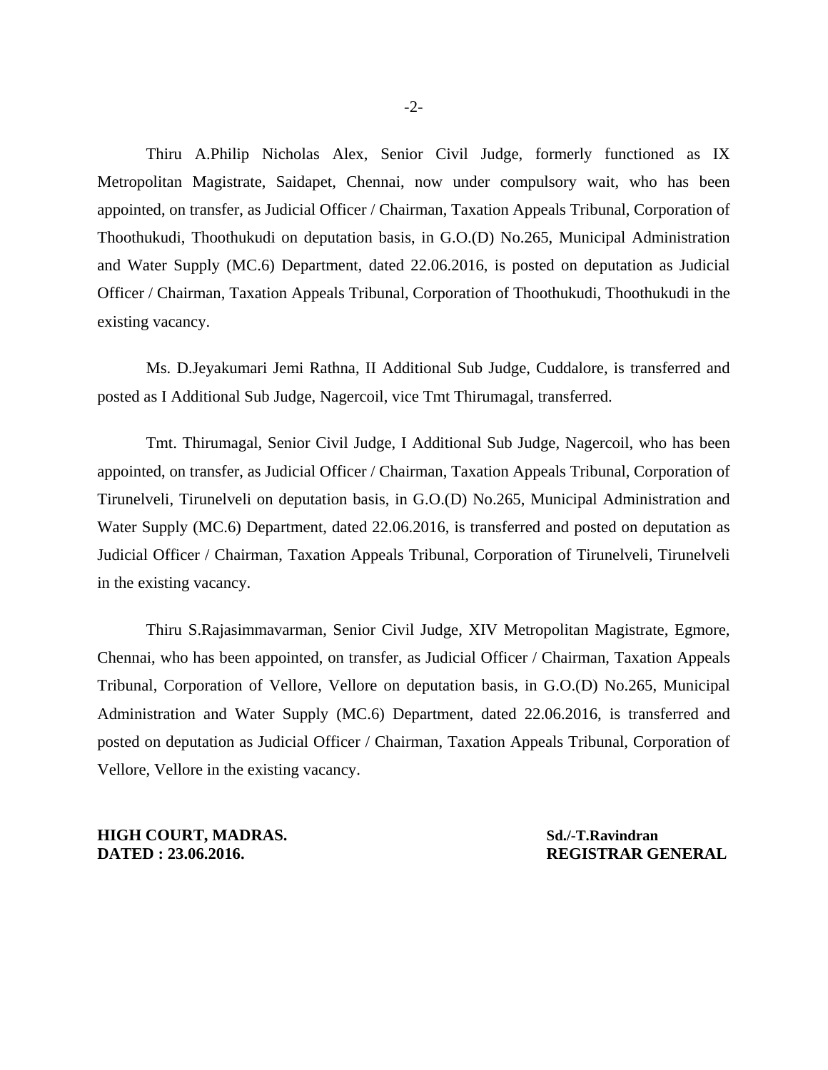Thiru A.Philip Nicholas Alex, Senior Civil Judge, formerly functioned as IX Metropolitan Magistrate, Saidapet, Chennai, now under compulsory wait, who has been appointed, on transfer, as Judicial Officer / Chairman, Taxation Appeals Tribunal, Corporation of Thoothukudi, Thoothukudi on deputation basis, in G.O.(D) No.265, Municipal Administration and Water Supply (MC.6) Department, dated 22.06.2016, is posted on deputation as Judicial Officer / Chairman, Taxation Appeals Tribunal, Corporation of Thoothukudi, Thoothukudi in the existing vacancy.

Ms. D.Jeyakumari Jemi Rathna, II Additional Sub Judge, Cuddalore, is transferred and posted as I Additional Sub Judge, Nagercoil, vice Tmt Thirumagal, transferred.

Tmt. Thirumagal, Senior Civil Judge, I Additional Sub Judge, Nagercoil, who has been appointed, on transfer, as Judicial Officer / Chairman, Taxation Appeals Tribunal, Corporation of Tirunelveli, Tirunelveli on deputation basis, in G.O.(D) No.265, Municipal Administration and Water Supply (MC.6) Department, dated 22.06.2016, is transferred and posted on deputation as Judicial Officer / Chairman, Taxation Appeals Tribunal, Corporation of Tirunelveli, Tirunelveli in the existing vacancy.

Thiru S.Rajasimmavarman, Senior Civil Judge, XIV Metropolitan Magistrate, Egmore, Chennai, who has been appointed, on transfer, as Judicial Officer / Chairman, Taxation Appeals Tribunal, Corporation of Vellore, Vellore on deputation basis, in G.O.(D) No.265, Municipal Administration and Water Supply (MC.6) Department, dated 22.06.2016, is transferred and posted on deputation as Judicial Officer / Chairman, Taxation Appeals Tribunal, Corporation of Vellore, Vellore in the existing vacancy.

**HIGH COURT, MADRAS.**
**DATED : 23.06.2016.**

**Sd./-T.Ravindran**
**REGISTRAR GENERAL**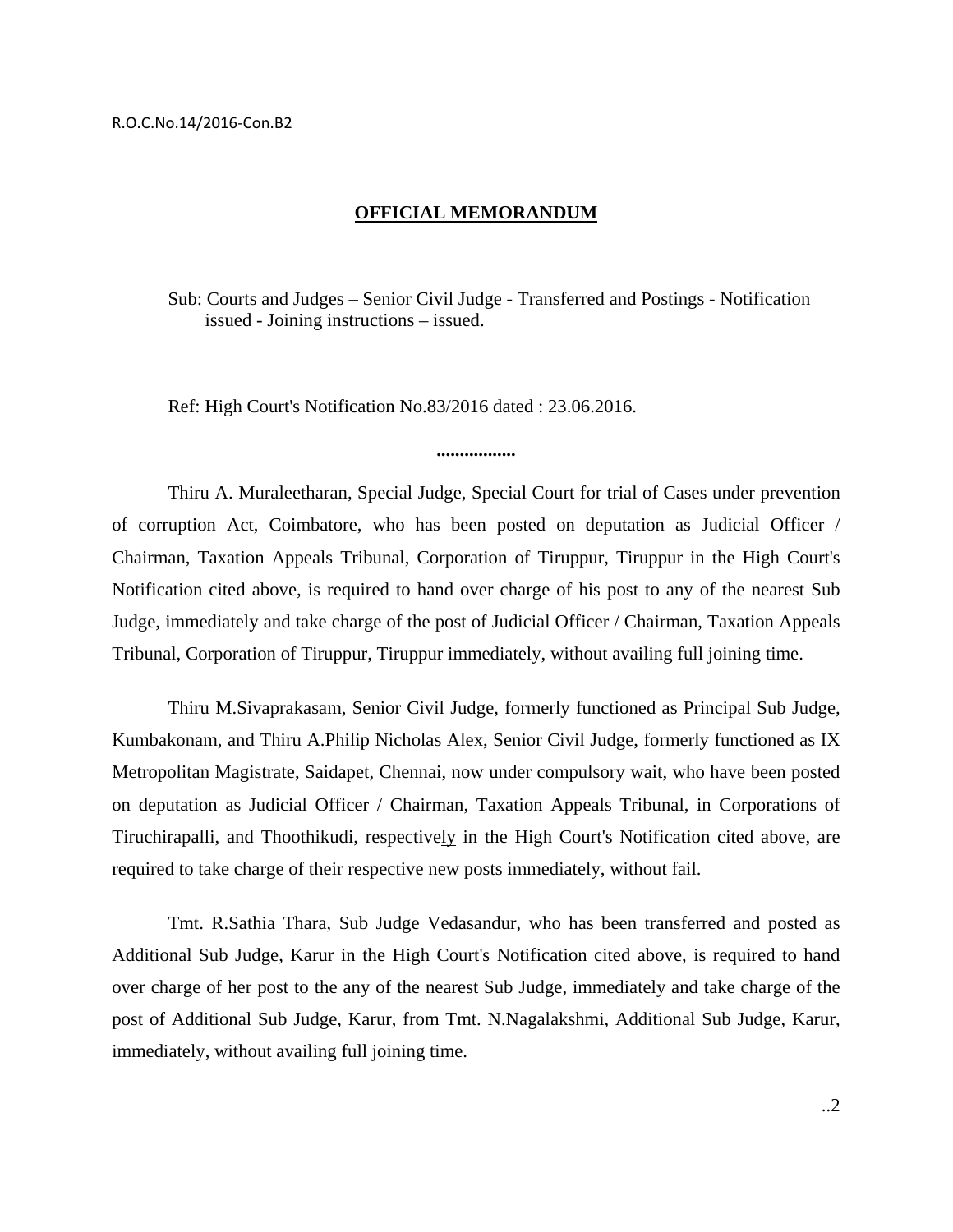R.O.C.No.14/2016-Con.B2

## OFFICIAL MEMORANDUM

Sub: Courts and Judges – Senior Civil Judge - Transferred and Postings - Notification issued - Joining instructions – issued.

Ref: High Court's Notification No.83/2016 dated : 23.06.2016.

.................

Thiru A. Muraleetharan, Special Judge, Special Court for trial of Cases under prevention of corruption Act, Coimbatore, who has been posted on deputation as Judicial Officer / Chairman, Taxation Appeals Tribunal, Corporation of Tiruppur, Tiruppur in the High Court's Notification cited above, is required to hand over charge of his post to any of the nearest Sub Judge, immediately and take charge of the post of Judicial Officer / Chairman, Taxation Appeals Tribunal, Corporation of Tiruppur, Tiruppur immediately, without availing full joining time.

Thiru M.Sivaprakasam, Senior Civil Judge, formerly functioned as Principal Sub Judge, Kumbakonam, and Thiru A.Philip Nicholas Alex, Senior Civil Judge, formerly functioned as IX Metropolitan Magistrate, Saidapet, Chennai, now under compulsory wait, who have been posted on deputation as Judicial Officer / Chairman, Taxation Appeals Tribunal, in Corporations of Tiruchirapalli, and Thoothikudi, respectively in the High Court's Notification cited above, are required to take charge of their respective new posts immediately, without fail.

Tmt. R.Sathia Thara, Sub Judge Vedasandur, who has been transferred and posted as Additional Sub Judge, Karur in the High Court's Notification cited above, is required to hand over charge of her post to the any of the nearest Sub Judge, immediately and take charge of the post of Additional Sub Judge, Karur, from Tmt. N.Nagalakshmi, Additional Sub Judge, Karur, immediately, without availing full joining time.

..2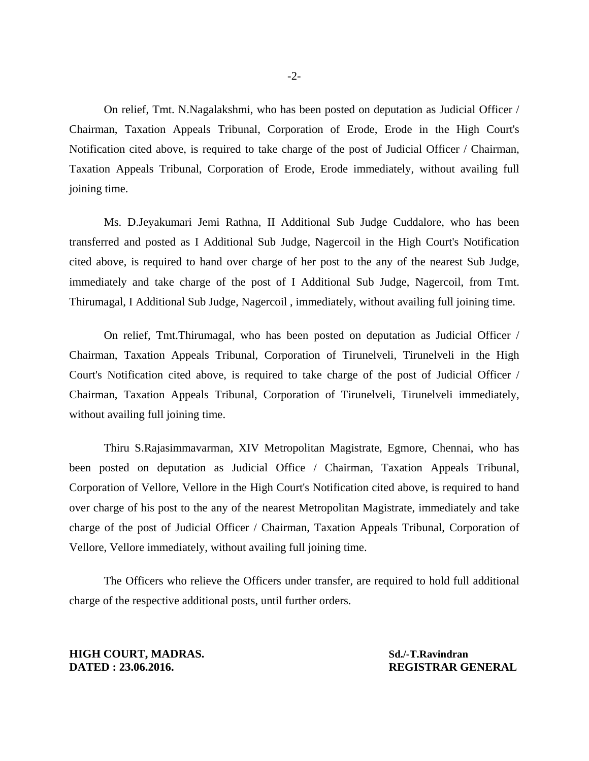On relief, Tmt. N.Nagalakshmi, who has been posted on deputation as Judicial Officer / Chairman, Taxation Appeals Tribunal, Corporation of Erode, Erode in the High Court's Notification cited above, is required to take charge of the post of Judicial Officer / Chairman, Taxation Appeals Tribunal, Corporation of Erode, Erode immediately, without availing full joining time.

Ms. D.Jeyakumari Jemi Rathna, II Additional Sub Judge Cuddalore, who has been transferred and posted as I Additional Sub Judge, Nagercoil in the High Court's Notification cited above, is required to hand over charge of her post to the any of the nearest Sub Judge, immediately and take charge of the post of I Additional Sub Judge, Nagercoil, from Tmt. Thirumagal, I Additional Sub Judge, Nagercoil , immediately, without availing full joining time.

On relief, Tmt.Thirumagal, who has been posted on deputation as Judicial Officer / Chairman, Taxation Appeals Tribunal, Corporation of Tirunelveli, Tirunelveli in the High Court's Notification cited above, is required to take charge of the post of Judicial Officer / Chairman, Taxation Appeals Tribunal, Corporation of Tirunelveli, Tirunelveli immediately, without availing full joining time.

Thiru S.Rajasimmavarman, XIV Metropolitan Magistrate, Egmore, Chennai, who has been posted on deputation as Judicial Office / Chairman, Taxation Appeals Tribunal, Corporation of Vellore, Vellore in the High Court's Notification cited above, is required to hand over charge of his post to the any of the nearest Metropolitan Magistrate, immediately and take charge of the post of Judicial Officer / Chairman, Taxation Appeals Tribunal, Corporation of Vellore, Vellore immediately, without availing full joining time.

The Officers who relieve the Officers under transfer, are required to hold full additional charge of the respective additional posts, until further orders.

**HIGH COURT, MADRAS.**
**DATED : 23.06.2016.**

**Sd./-T.Ravindran**
**REGISTRAR GENERAL**